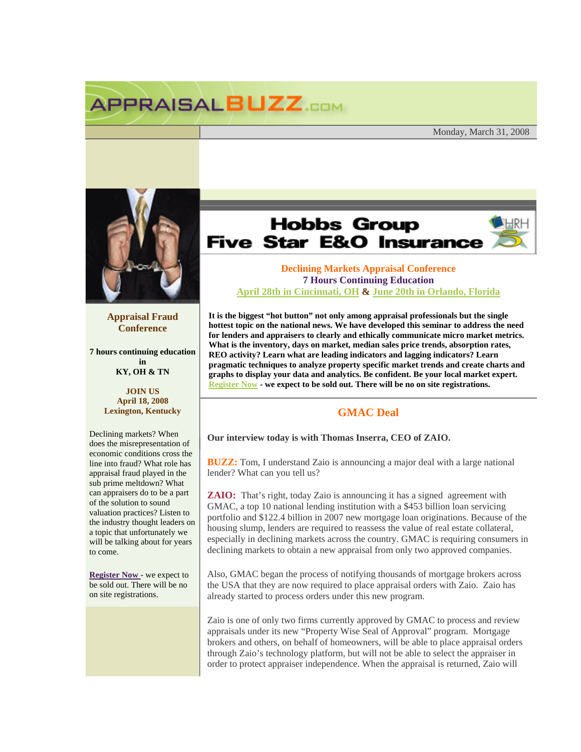APPRAISALBUZZ.COM

Monday, March 31, 2008

Hobbs Group Five Star E&O Insurance

## Declining Markets Appraisal Conference

**7 Hours Continuing Education**

**April 28th in Cincinnati, OH & June 20th in Orlando, Florida**

**It is the biggest "hot button" not only among appraisal professionals but the single hottest topic on the national news. We have developed this seminar to address the need for lenders and appraisers to clearly and ethically communicate micro market metrics. What is the inventory, days on market, median sales price trends, absorption rates, REO activity? Learn what are leading indicators and lagging indicators? Learn pragmatic techniques to analyze property specific market trends and create charts and graphs to display your data and analytics. Be confident. Be your local market expert. Register Now - we expect to be sold out. There will be no on site registrations.**

## Appraisal Fraud Conference

**7 hours continuing education in KY, OH & TN**

**JOIN US**
**April 18, 2008**
**Lexington, Kentucky**

Declining markets? When does the misrepresentation of economic conditions cross the line into fraud? What role has appraisal fraud played in the sub prime meltdown? What can appraisers do to be a part of the solution to sound valuation practices? Listen to the industry thought leaders on a topic that unfortunately we will be talking about for years to come.

**Register Now** - we expect to be sold out. There will be no on site registrations.

## GMAC Deal

**Our interview today is with Thomas Inserra, CEO of ZAIO.**

**BUZZ:** Tom, I understand Zaio is announcing a major deal with a large national lender? What can you tell us?

**ZAIO:** That's right, today Zaio is announcing it has a signed agreement with GMAC, a top 10 national lending institution with a $453 billion loan servicing portfolio and $122.4 billion in 2007 new mortgage loan originations. Because of the housing slump, lenders are required to reassess the value of real estate collateral, especially in declining markets across the country. GMAC is requiring consumers in declining markets to obtain a new appraisal from only two approved companies.

Also, GMAC began the process of notifying thousands of mortgage brokers across the USA that they are now required to place appraisal orders with Zaio. Zaio has already started to process orders under this new program.

Zaio is one of only two firms currently approved by GMAC to process and review appraisals under its new "Property Wise Seal of Approval" program. Mortgage brokers and others, on behalf of homeowners, will be able to place appraisal orders through Zaio's technology platform, but will not be able to select the appraiser in order to protect appraiser independence. When the appraisal is returned, Zaio will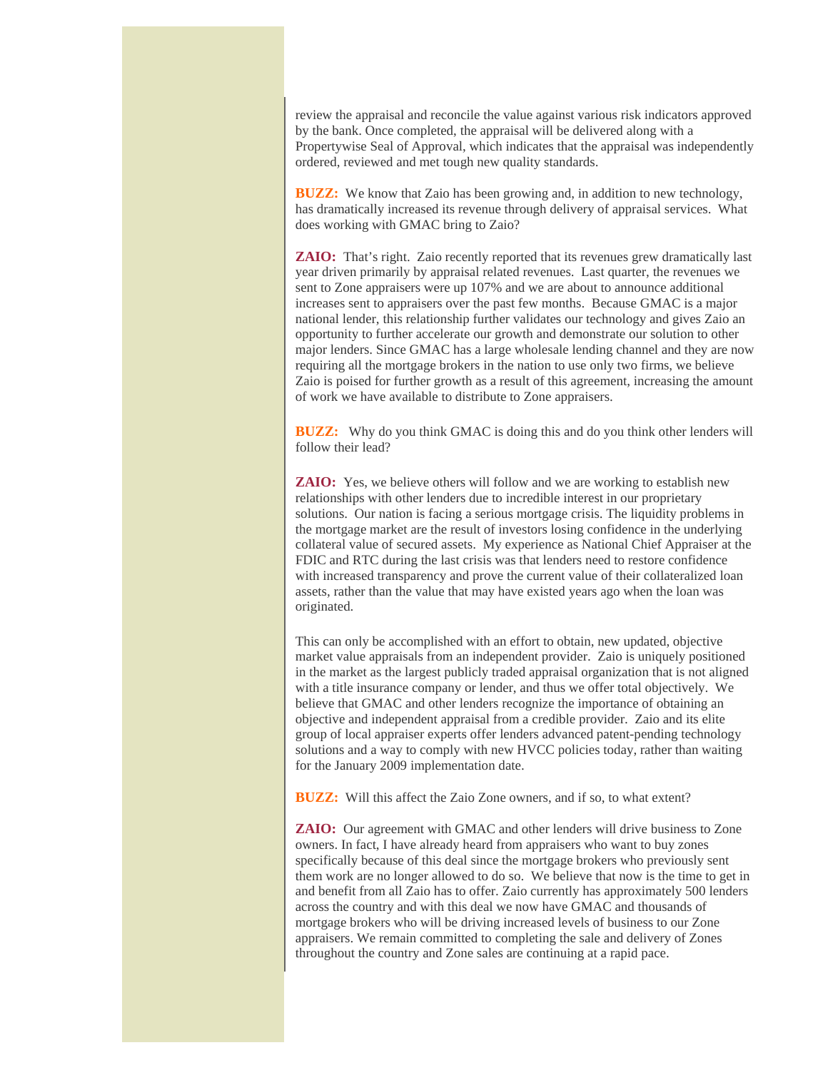review the appraisal and reconcile the value against various risk indicators approved by the bank. Once completed, the appraisal will be delivered along with a Propertywise Seal of Approval, which indicates that the appraisal was independently ordered, reviewed and met tough new quality standards.

**BUZZ:** We know that Zaio has been growing and, in addition to new technology, has dramatically increased its revenue through delivery of appraisal services. What does working with GMAC bring to Zaio?

**ZAIO:** That's right. Zaio recently reported that its revenues grew dramatically last year driven primarily by appraisal related revenues. Last quarter, the revenues we sent to Zone appraisers were up 107% and we are about to announce additional increases sent to appraisers over the past few months. Because GMAC is a major national lender, this relationship further validates our technology and gives Zaio an opportunity to further accelerate our growth and demonstrate our solution to other major lenders. Since GMAC has a large wholesale lending channel and they are now requiring all the mortgage brokers in the nation to use only two firms, we believe Zaio is poised for further growth as a result of this agreement, increasing the amount of work we have available to distribute to Zone appraisers.

**BUZZ:** Why do you think GMAC is doing this and do you think other lenders will follow their lead?

**ZAIO:** Yes, we believe others will follow and we are working to establish new relationships with other lenders due to incredible interest in our proprietary solutions. Our nation is facing a serious mortgage crisis. The liquidity problems in the mortgage market are the result of investors losing confidence in the underlying collateral value of secured assets. My experience as National Chief Appraiser at the FDIC and RTC during the last crisis was that lenders need to restore confidence with increased transparency and prove the current value of their collateralized loan assets, rather than the value that may have existed years ago when the loan was originated.

This can only be accomplished with an effort to obtain, new updated, objective market value appraisals from an independent provider. Zaio is uniquely positioned in the market as the largest publicly traded appraisal organization that is not aligned with a title insurance company or lender, and thus we offer total objectively. We believe that GMAC and other lenders recognize the importance of obtaining an objective and independent appraisal from a credible provider. Zaio and its elite group of local appraiser experts offer lenders advanced patent-pending technology solutions and a way to comply with new HVCC policies today, rather than waiting for the January 2009 implementation date.

**BUZZ:** Will this affect the Zaio Zone owners, and if so, to what extent?

**ZAIO:** Our agreement with GMAC and other lenders will drive business to Zone owners. In fact, I have already heard from appraisers who want to buy zones specifically because of this deal since the mortgage brokers who previously sent them work are no longer allowed to do so. We believe that now is the time to get in and benefit from all Zaio has to offer. Zaio currently has approximately 500 lenders across the country and with this deal we now have GMAC and thousands of mortgage brokers who will be driving increased levels of business to our Zone appraisers. We remain committed to completing the sale and delivery of Zones throughout the country and Zone sales are continuing at a rapid pace.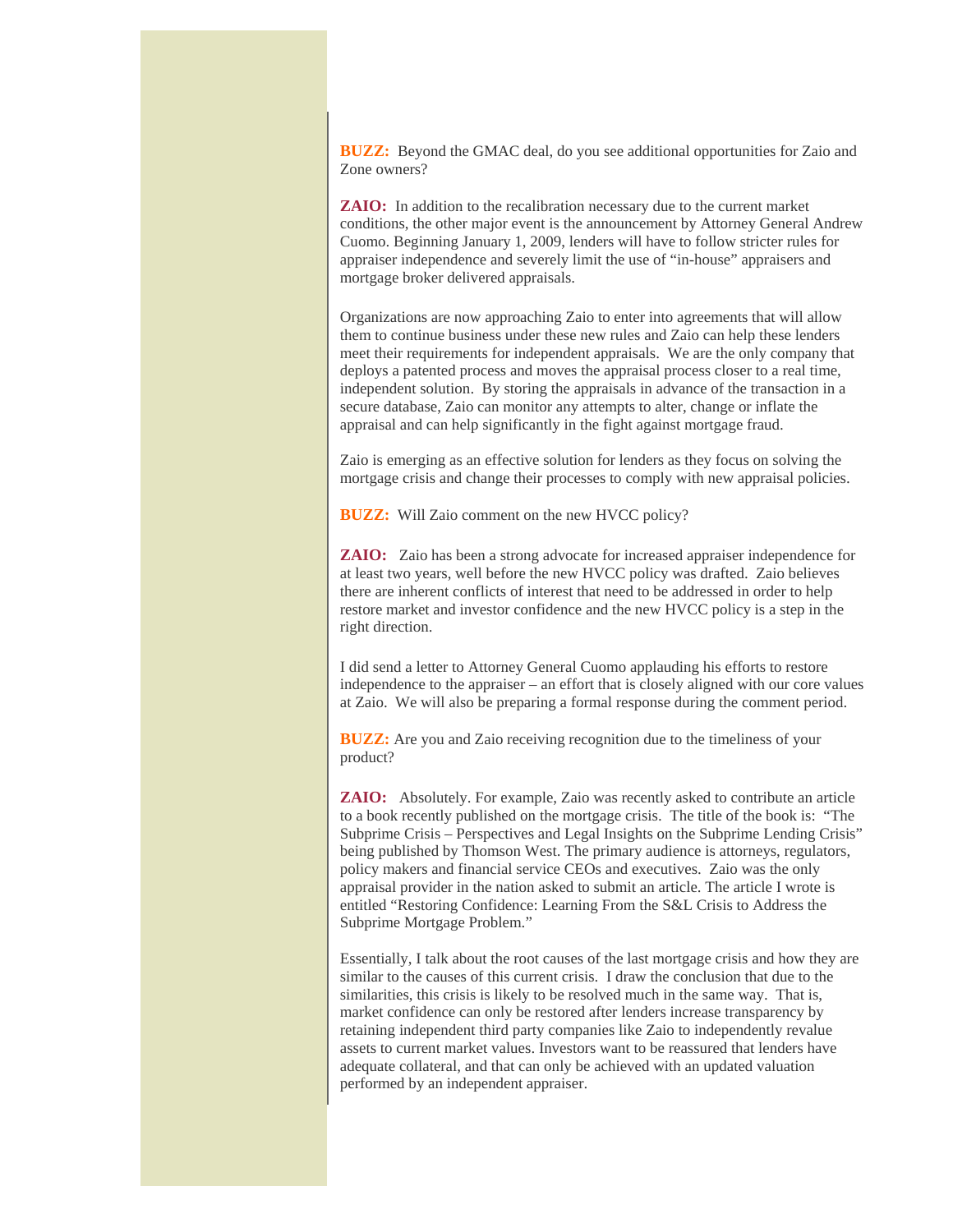**BUZZ:** Beyond the GMAC deal, do you see additional opportunities for Zaio and Zone owners?

**ZAIO:** In addition to the recalibration necessary due to the current market conditions, the other major event is the announcement by Attorney General Andrew Cuomo. Beginning January 1, 2009, lenders will have to follow stricter rules for appraiser independence and severely limit the use of "in-house" appraisers and mortgage broker delivered appraisals.

Organizations are now approaching Zaio to enter into agreements that will allow them to continue business under these new rules and Zaio can help these lenders meet their requirements for independent appraisals. We are the only company that deploys a patented process and moves the appraisal process closer to a real time, independent solution. By storing the appraisals in advance of the transaction in a secure database, Zaio can monitor any attempts to alter, change or inflate the appraisal and can help significantly in the fight against mortgage fraud.

Zaio is emerging as an effective solution for lenders as they focus on solving the mortgage crisis and change their processes to comply with new appraisal policies.

**BUZZ:** Will Zaio comment on the new HVCC policy?

**ZAIO:** Zaio has been a strong advocate for increased appraiser independence for at least two years, well before the new HVCC policy was drafted. Zaio believes there are inherent conflicts of interest that need to be addressed in order to help restore market and investor confidence and the new HVCC policy is a step in the right direction.

I did send a letter to Attorney General Cuomo applauding his efforts to restore independence to the appraiser – an effort that is closely aligned with our core values at Zaio. We will also be preparing a formal response during the comment period.

**BUZZ:** Are you and Zaio receiving recognition due to the timeliness of your product?

**ZAIO:** Absolutely. For example, Zaio was recently asked to contribute an article to a book recently published on the mortgage crisis. The title of the book is: "The Subprime Crisis – Perspectives and Legal Insights on the Subprime Lending Crisis" being published by Thomson West. The primary audience is attorneys, regulators, policy makers and financial service CEOs and executives. Zaio was the only appraisal provider in the nation asked to submit an article. The article I wrote is entitled "Restoring Confidence: Learning From the S&L Crisis to Address the Subprime Mortgage Problem."

Essentially, I talk about the root causes of the last mortgage crisis and how they are similar to the causes of this current crisis. I draw the conclusion that due to the similarities, this crisis is likely to be resolved much in the same way. That is, market confidence can only be restored after lenders increase transparency by retaining independent third party companies like Zaio to independently revalue assets to current market values. Investors want to be reassured that lenders have adequate collateral, and that can only be achieved with an updated valuation performed by an independent appraiser.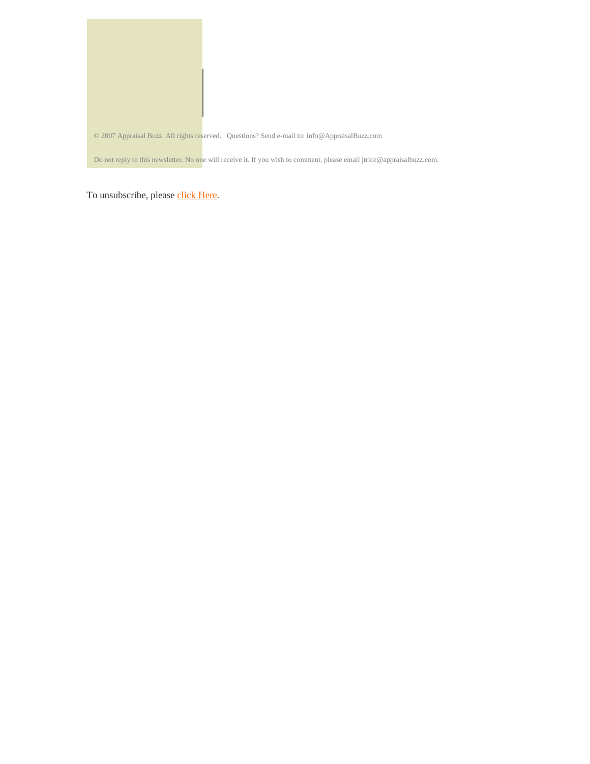© 2007 Appraisal Buzz. All rights reserved.   Questions? Send e-mail to: info@AppraisalBuzz.com

Do not reply to this newsletter. No one will receive it. If you wish to comment, please email jtrice@appraisalbuzz.com.

To unsubscribe, please click Here.